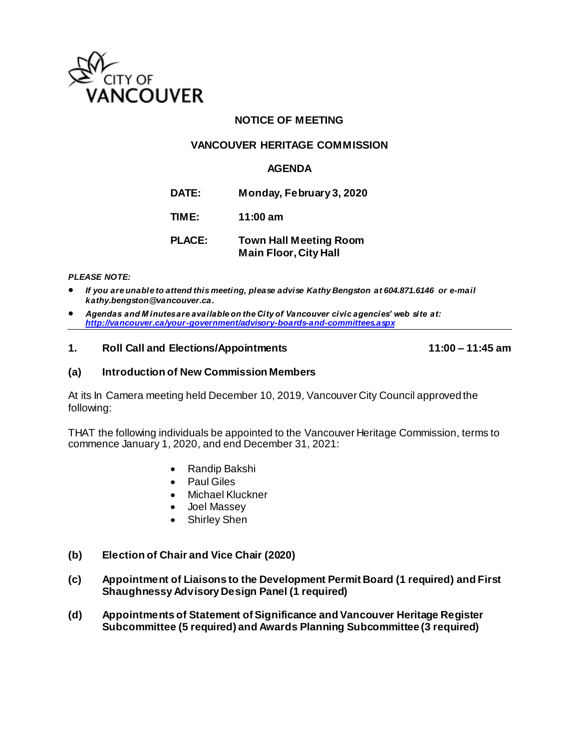CITY OF VANCOUVER

# NOTICE OF MEETING

## VANCOUVER HERITAGE COMMISSION

## AGENDA

| | |
|---|---|
| **DATE:** | **Monday, February 3, 2020** |
| **TIME:** | **11:00 am** |
| **PLACE:** | **Town Hall Meeting Room<br>Main Floor, City Hall** |

***PLEASE NOTE:***

- ***If you are unable to attend this meeting, please advise Kathy Bengston at 604.871.6146 or e-mail kathy.bengston@vancouver.ca.***
- ***Agendas and Minutes are available on the City of Vancouver civic agencies' web site at: [http://vancouver.ca/your-government/advisory-boards-and-committees.aspx](http://vancouver.ca/your-government/advisory-boards-and-committees.aspx)***

---

**1. Roll Call and Elections/Appointments** **11:00 – 11:45 am**

**(a) Introduction of New Commission Members**

At its In Camera meeting held December 10, 2019, Vancouver City Council approved the following:

THAT the following individuals be appointed to the Vancouver Heritage Commission, terms to commence January 1, 2020, and end December 31, 2021:

- Randip Bakshi
- Paul Giles
- Michael Kluckner
- Joel Massey
- Shirley Shen

**(b) Election of Chair and Vice Chair (2020)**

**(c) Appointment of Liaisons to the Development Permit Board (1 required) and First Shaughnessy Advisory Design Panel (1 required)**

**(d) Appointments of Statement of Significance and Vancouver Heritage Register Subcommittee (5 required) and Awards Planning Subcommittee (3 required)**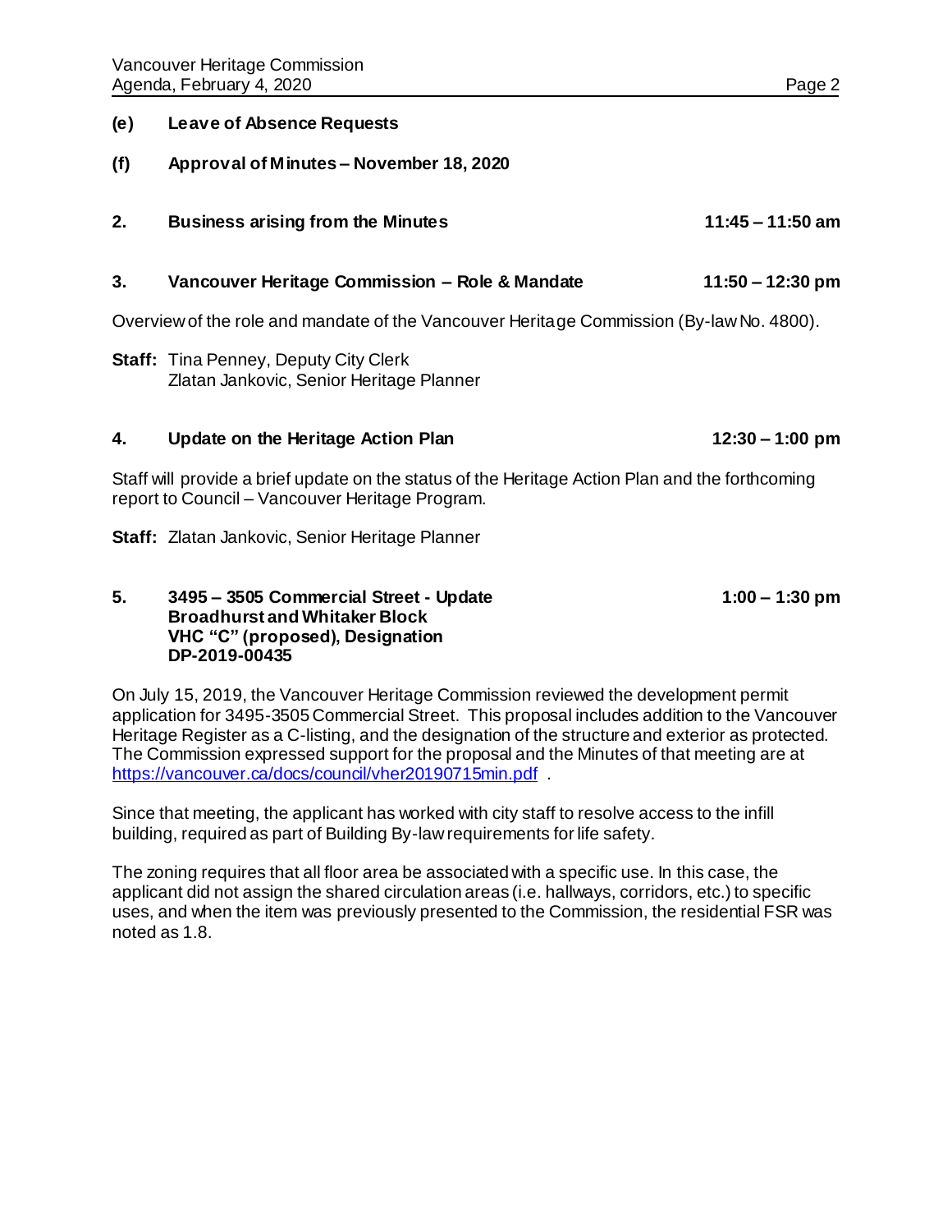**(e)** **Leave of Absence Requests**

**(f)** **Approval of Minutes – November 18, 2020**

**2.** **Business arising from the Minutes** **11:45 – 11:50 am**

**3.** **Vancouver Heritage Commission – Role & Mandate** **11:50 – 12:30 pm**

Overview of the role and mandate of the Vancouver Heritage Commission (By-law No. 4800).

**Staff:** Tina Penney, Deputy City Clerk
Zlatan Jankovic, Senior Heritage Planner

**4.** **Update on the Heritage Action Plan** **12:30 – 1:00 pm**

Staff will provide a brief update on the status of the Heritage Action Plan and the forthcoming report to Council – Vancouver Heritage Program.

**Staff:** Zlatan Jankovic, Senior Heritage Planner

**5.** **3495 – 3505 Commercial Street - Update** **1:00 – 1:30 pm**
**Broadhurst and Whitaker Block**
**VHC "C" (proposed), Designation**
**DP-2019-00435**

On July 15, 2019, the Vancouver Heritage Commission reviewed the development permit application for 3495-3505 Commercial Street. This proposal includes addition to the Vancouver Heritage Register as a C-listing, and the designation of the structure and exterior as protected. The Commission expressed support for the proposal and the Minutes of that meeting are at https://vancouver.ca/docs/council/vher20190715min.pdf .

Since that meeting, the applicant has worked with city staff to resolve access to the infill building, required as part of Building By-law requirements for life safety.

The zoning requires that all floor area be associated with a specific use. In this case, the applicant did not assign the shared circulation areas (i.e. hallways, corridors, etc.) to specific uses, and when the item was previously presented to the Commission, the residential FSR was noted as 1.8.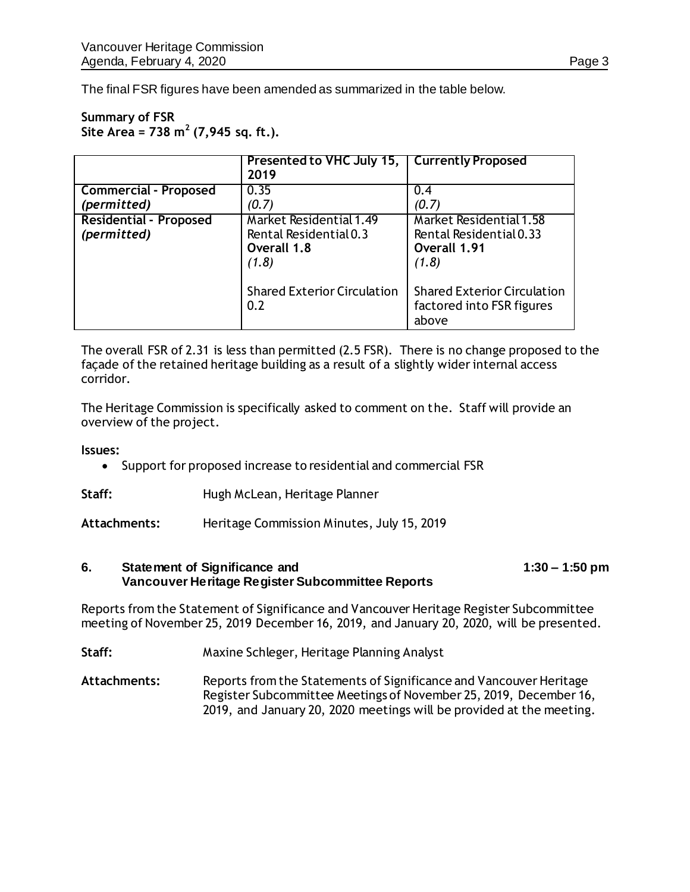The final FSR figures have been amended as summarized in the table below.

**Summary of FSR**
**Site Area = 738 m$^2$ (7,945 sq. ft.).**

| | **Presented to VHC July 15, 2019** | **Currently Proposed** |
|---|---|---|
| **Commercial - Proposed** *(permitted)* | 0.35 *(0.7)* | 0.4 *(0.7)* |
| **Residential - Proposed** *(permitted)* | Market Residential 1.49<br>Rental Residential 0.3<br>**Overall 1.8**<br>*(1.8)*<br><br>Shared Exterior Circulation 0.2 | Market Residential 1.58<br>Rental Residential 0.33<br>**Overall 1.91**<br>*(1.8)*<br><br>Shared Exterior Circulation factored into FSR figures above |

The overall FSR of 2.31 is less than permitted (2.5 FSR). There is no change proposed to the façade of the retained heritage building as a result of a slightly wider internal access corridor.

The Heritage Commission is specifically asked to comment on the. Staff will provide an overview of the project.

**Issues:**

- Support for proposed increase to residential and commercial FSR

**Staff:** Hugh McLean, Heritage Planner

**Attachments:** Heritage Commission Minutes, July 15, 2019

## 6. Statement of Significance and Vancouver Heritage Register Subcommittee Reports 1:30 – 1:50 pm

Reports from the Statement of Significance and Vancouver Heritage Register Subcommittee meeting of November 25, 2019 December 16, 2019, and January 20, 2020, will be presented.

**Staff:** Maxine Schleger, Heritage Planning Analyst

**Attachments:** Reports from the Statements of Significance and Vancouver Heritage Register Subcommittee Meetings of November 25, 2019, December 16, 2019, and January 20, 2020 meetings will be provided at the meeting.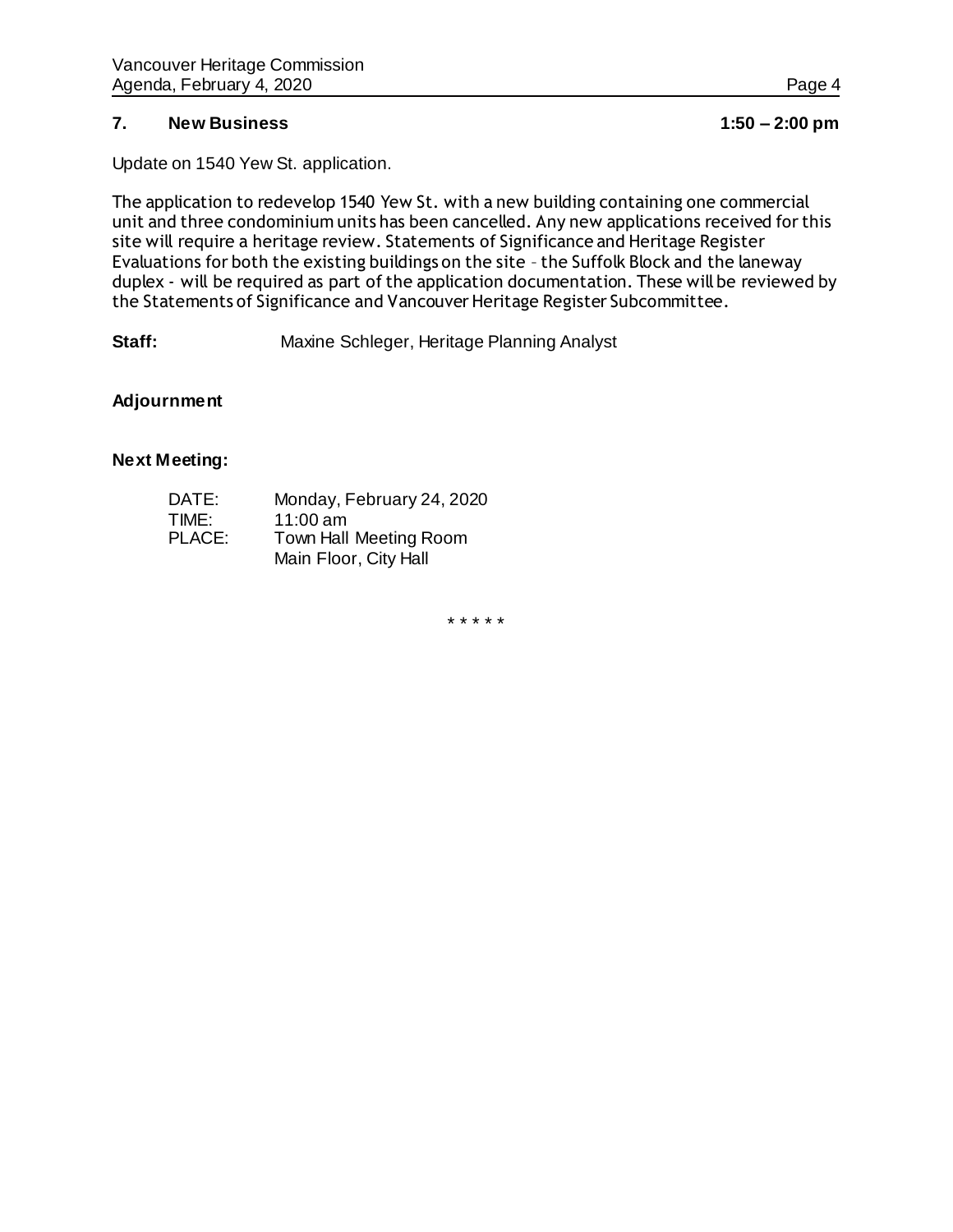## 7. New Business 1:50 – 2:00 pm

Update on 1540 Yew St. application.

The application to redevelop 1540 Yew St. with a new building containing one commercial unit and three condominium units has been cancelled. Any new applications received for this site will require a heritage review. Statements of Significance and Heritage Register Evaluations for both the existing buildings on the site – the Suffolk Block and the laneway duplex - will be required as part of the application documentation. These will be reviewed by the Statements of Significance and Vancouver Heritage Register Subcommittee.

**Staff:** Maxine Schleger, Heritage Planning Analyst

**Adjournment**

**Next Meeting:**

| | |
|---|---|
| DATE: | Monday, February 24, 2020 |
| TIME: | 11:00 am |
| PLACE: | Town Hall Meeting Room<br>Main Floor, City Hall |

* * * * *